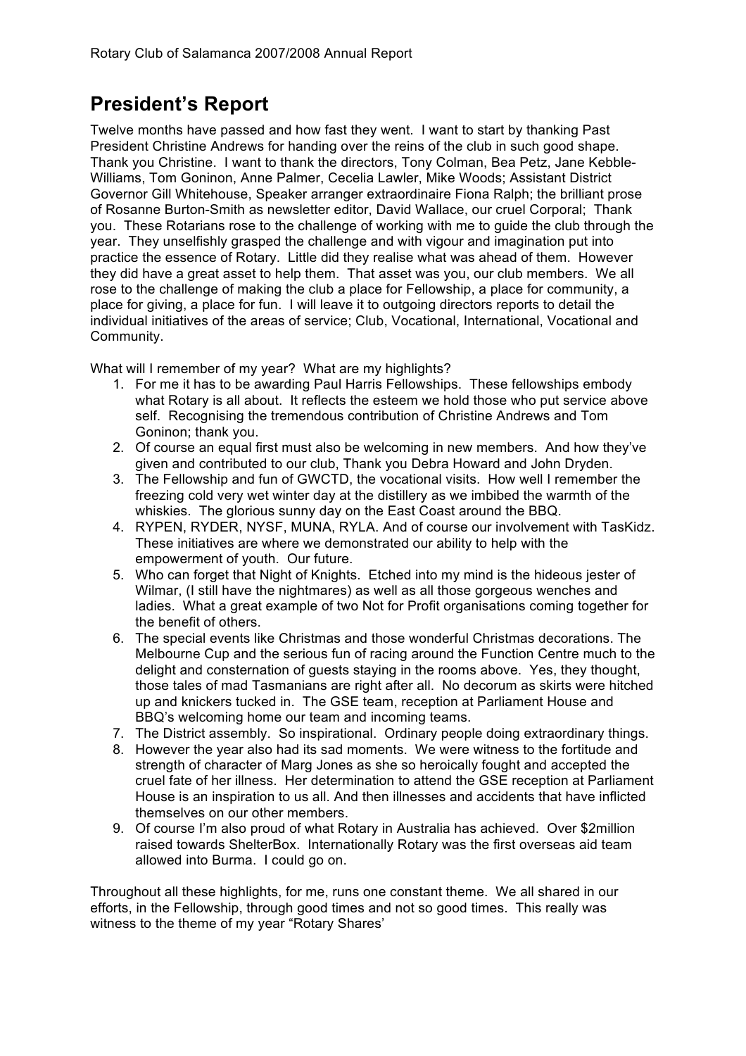## President's Report

Twelve months have passed and how fast they went. I want to start by thanking Past President Christine Andrews for handing over the reins of the club in such good shape. Thank you Christine. I want to thank the directors, Tony Colman, Bea Petz, Jane Kebble-Williams, Tom Goninon, Anne Palmer, Cecelia Lawler, Mike Woods; Assistant District Governor Gill Whitehouse, Speaker arranger extraordinaire Fiona Ralph; the brilliant prose of Rosanne Burton-Smith as newsletter editor, David Wallace, our cruel Corporal; Thank you. These Rotarians rose to the challenge of working with me to guide the club through the year. They unselfishly grasped the challenge and with vigour and imagination put into practice the essence of Rotary. Little did they realise what was ahead of them. However they did have a great asset to help them. That asset was you, our club members. We all rose to the challenge of making the club a place for Fellowship, a place for community, a place for giving, a place for fun. I will leave it to outgoing directors reports to detail the individual initiatives of the areas of service; Club, Vocational, International, Vocational and Community.

What will I remember of my year? What are my highlights?

1. For me it has to be awarding Paul Harris Fellowships. These fellowships embody what Rotary is all about. It reflects the esteem we hold those who put service above self. Recognising the tremendous contribution of Christine Andrews and Tom Goninon; thank you.
2. Of course an equal first must also be welcoming in new members. And how they've given and contributed to our club, Thank you Debra Howard and John Dryden.
3. The Fellowship and fun of GWCTD, the vocational visits. How well I remember the freezing cold very wet winter day at the distillery as we imbibed the warmth of the whiskies. The glorious sunny day on the East Coast around the BBQ.
4. RYPEN, RYDER, NYSF, MUNA, RYLA. And of course our involvement with TasKidz. These initiatives are where we demonstrated our ability to help with the empowerment of youth. Our future.
5. Who can forget that Night of Knights. Etched into my mind is the hideous jester of Wilmar, (I still have the nightmares) as well as all those gorgeous wenches and ladies. What a great example of two Not for Profit organisations coming together for the benefit of others.
6. The special events like Christmas and those wonderful Christmas decorations. The Melbourne Cup and the serious fun of racing around the Function Centre much to the delight and consternation of guests staying in the rooms above. Yes, they thought, those tales of mad Tasmanians are right after all. No decorum as skirts were hitched up and knickers tucked in. The GSE team, reception at Parliament House and BBQ's welcoming home our team and incoming teams.
7. The District assembly. So inspirational. Ordinary people doing extraordinary things.
8. However the year also had its sad moments. We were witness to the fortitude and strength of character of Marg Jones as she so heroically fought and accepted the cruel fate of her illness. Her determination to attend the GSE reception at Parliament House is an inspiration to us all. And then illnesses and accidents that have inflicted themselves on our other members.
9. Of course I'm also proud of what Rotary in Australia has achieved. Over $2million raised towards ShelterBox. Internationally Rotary was the first overseas aid team allowed into Burma. I could go on.

Throughout all these highlights, for me, runs one constant theme. We all shared in our efforts, in the Fellowship, through good times and not so good times. This really was witness to the theme of my year "Rotary Shares'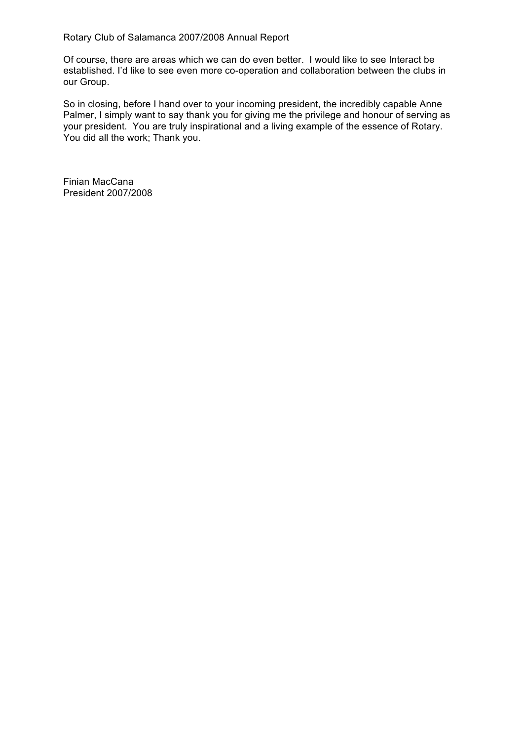Of course, there are areas which we can do even better. I would like to see Interact be established. I'd like to see even more co-operation and collaboration between the clubs in our Group.

So in closing, before I hand over to your incoming president, the incredibly capable Anne Palmer, I simply want to say thank you for giving me the privilege and honour of serving as your president. You are truly inspirational and a living example of the essence of Rotary. You did all the work; Thank you.

Finian MacCana
President 2007/2008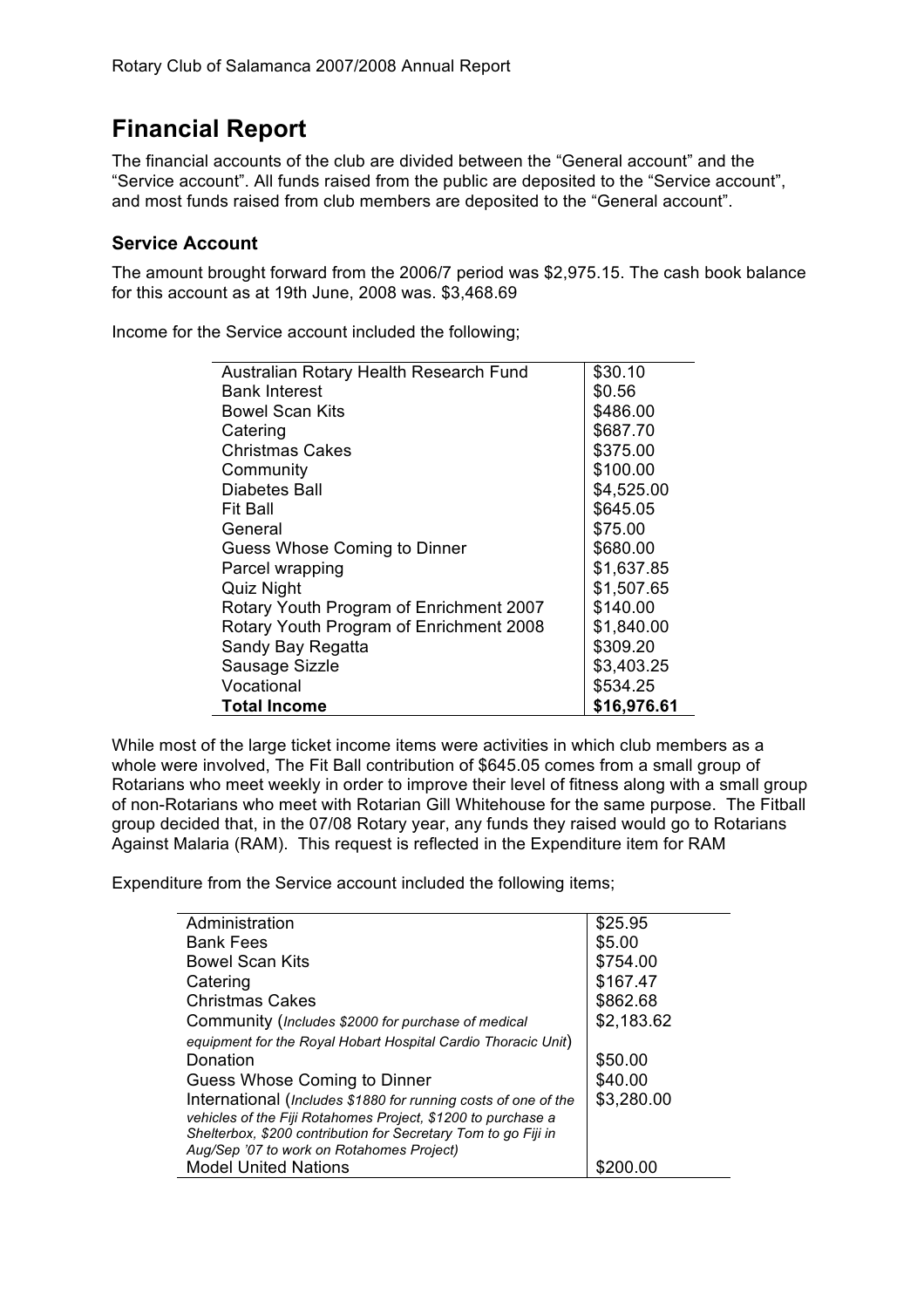# Financial Report

The financial accounts of the club are divided between the "General account" and the "Service account". All funds raised from the public are deposited to the "Service account", and most funds raised from club members are deposited to the "General account".

## Service Account

The amount brought forward from the 2006/7 period was $2,975.15. The cash book balance for this account as at 19th June, 2008 was. $3,468.69

Income for the Service account included the following;

| | |
|---|---|
| Australian Rotary Health Research Fund | $30.10 |
| Bank Interest | $0.56 |
| Bowel Scan Kits | $486.00 |
| Catering | $687.70 |
| Christmas Cakes | $375.00 |
| Community | $100.00 |
| Diabetes Ball | $4,525.00 |
| Fit Ball | $645.05 |
| General | $75.00 |
| Guess Whose Coming to Dinner | $680.00 |
| Parcel wrapping | $1,637.85 |
| Quiz Night | $1,507.65 |
| Rotary Youth Program of Enrichment 2007 | $140.00 |
| Rotary Youth Program of Enrichment 2008 | $1,840.00 |
| Sandy Bay Regatta | $309.20 |
| Sausage Sizzle | $3,403.25 |
| Vocational | $534.25 |
| **Total Income** | **$16,976.61** |

While most of the large ticket income items were activities in which club members as a whole were involved, The Fit Ball contribution of $645.05 comes from a small group of Rotarians who meet weekly in order to improve their level of fitness along with a small group of non-Rotarians who meet with Rotarian Gill Whitehouse for the same purpose. The Fitball group decided that, in the 07/08 Rotary year, any funds they raised would go to Rotarians Against Malaria (RAM). This request is reflected in the Expenditure item for RAM

Expenditure from the Service account included the following items;

| | |
|---|---|
| Administration | $25.95 |
| Bank Fees | $5.00 |
| Bowel Scan Kits | $754.00 |
| Catering | $167.47 |
| Christmas Cakes | $862.68 |
| Community (*Includes $2000 for purchase of medical equipment for the Royal Hobart Hospital Cardio Thoracic Unit*) | $2,183.62 |
| Donation | $50.00 |
| Guess Whose Coming to Dinner | $40.00 |
| International (*Includes $1880 for running costs of one of the vehicles of the Fiji Rotahomes Project, $1200 to purchase a Shelterbox, $200 contribution for Secretary Tom to go Fiji in Aug/Sep '07 to work on Rotahomes Project)* | $3,280.00 |
| Model United Nations | $200.00 |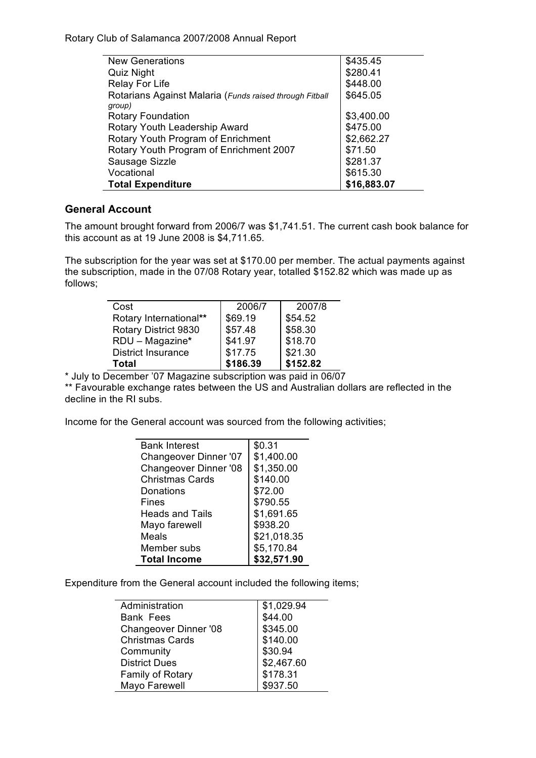| | |
|---|---|
| New Generations | $435.45 |
| Quiz Night | $280.41 |
| Relay For Life | $448.00 |
| Rotarians Against Malaria (*Funds raised through Fitball group*) | $645.05 |
| Rotary Foundation | $3,400.00 |
| Rotary Youth Leadership Award | $475.00 |
| Rotary Youth Program of Enrichment | $2,662.27 |
| Rotary Youth Program of Enrichment 2007 | $71.50 |
| Sausage Sizzle | $281.37 |
| Vocational | $615.30 |
| **Total Expenditure** | **$16,883.07** |

## General Account

The amount brought forward from 2006/7 was $1,741.51. The current cash book balance for this account as at 19 June 2008 is $4,711.65.

The subscription for the year was set at $170.00 per member. The actual payments against the subscription, made in the 07/08 Rotary year, totalled $152.82 which was made up as follows;

| Cost | 2006/7 | 2007/8 |
|---|---|---|
| Rotary International** | $69.19 | $54.52 |
| Rotary District 9830 | $57.48 | $58.30 |
| RDU – Magazine* | $41.97 | $18.70 |
| District Insurance | $17.75 | $21.30 |
| **Total** | **$186.39** | **$152.82** |

* July to December '07 Magazine subscription was paid in 06/07

** Favourable exchange rates between the US and Australian dollars are reflected in the decline in the RI subs.

Income for the General account was sourced from the following activities;

| | |
|---|---|
| Bank Interest | $0.31 |
| Changeover Dinner '07 | $1,400.00 |
| Changeover Dinner '08 | $1,350.00 |
| Christmas Cards | $140.00 |
| Donations | $72.00 |
| Fines | $790.55 |
| Heads and Tails | $1,691.65 |
| Mayo farewell | $938.20 |
| Meals | $21,018.35 |
| Member subs | $5,170.84 |
| **Total Income** | **$32,571.90** |

Expenditure from the General account included the following items;

| | |
|---|---|
| Administration | $1,029.94 |
| Bank Fees | $44.00 |
| Changeover Dinner '08 | $345.00 |
| Christmas Cards | $140.00 |
| Community | $30.94 |
| District Dues | $2,467.60 |
| Family of Rotary | $178.31 |
| Mayo Farewell | $937.50 |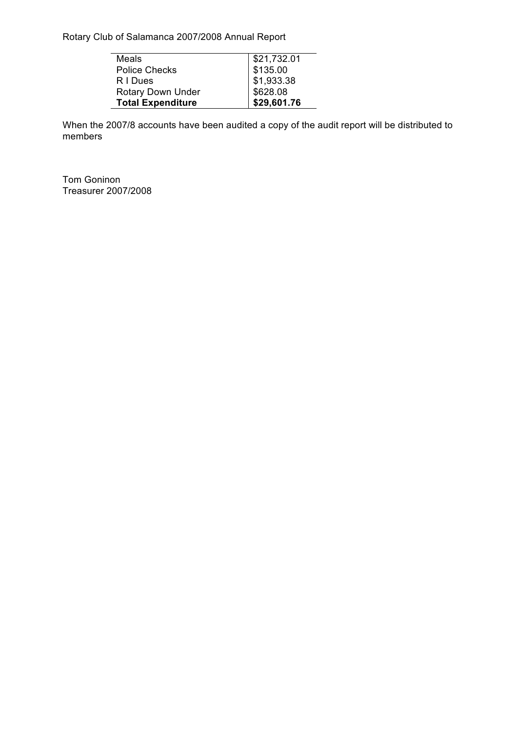| Meals | $21,732.01 |
|---|---|
| Police Checks | $135.00 |
| R I Dues | $1,933.38 |
| Rotary Down Under | $628.08 |
| **Total Expenditure** | **$29,601.76** |

When the 2007/8 accounts have been audited a copy of the audit report will be distributed to members

Tom Goninon
Treasurer 2007/2008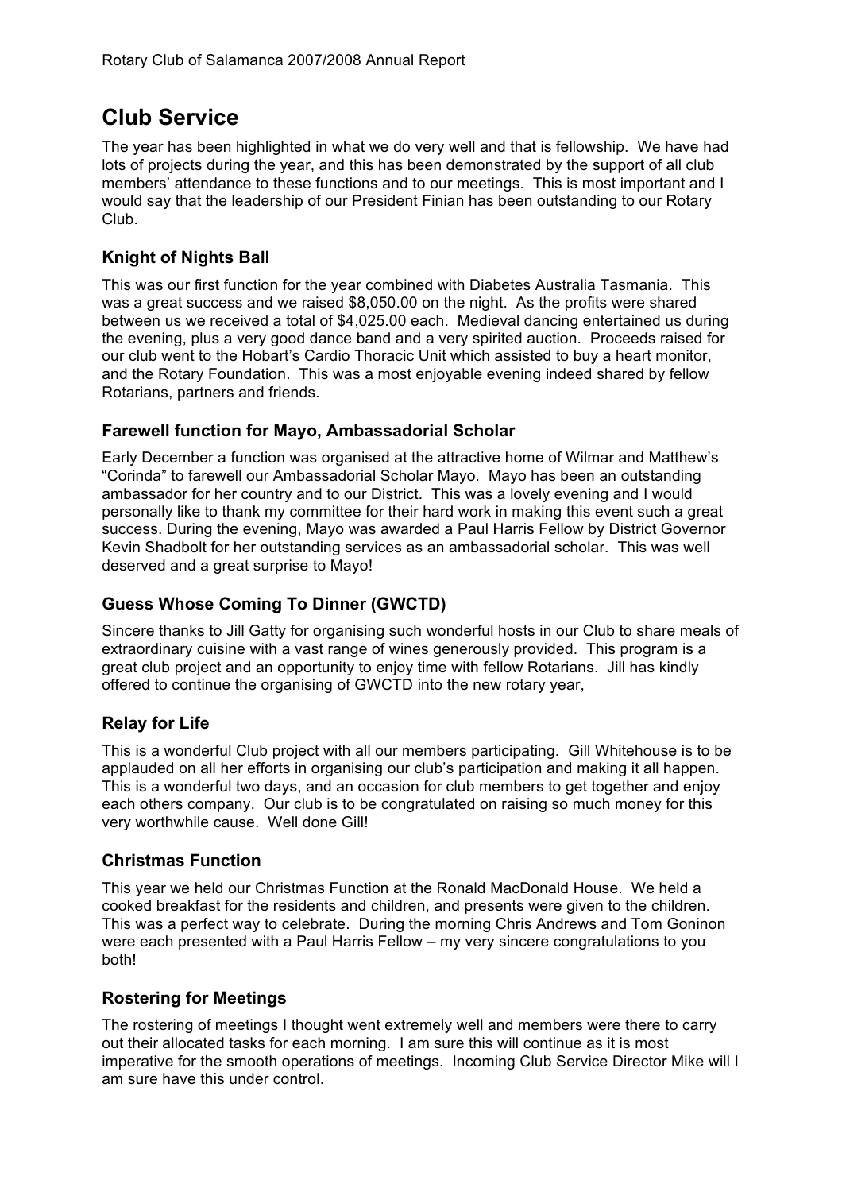## Club Service

The year has been highlighted in what we do very well and that is fellowship. We have had lots of projects during the year, and this has been demonstrated by the support of all club members' attendance to these functions and to our meetings. This is most important and I would say that the leadership of our President Finian has been outstanding to our Rotary Club.

### Knight of Nights Ball

This was our first function for the year combined with Diabetes Australia Tasmania. This was a great success and we raised $8,050.00 on the night. As the profits were shared between us we received a total of $4,025.00 each. Medieval dancing entertained us during the evening, plus a very good dance band and a very spirited auction. Proceeds raised for our club went to the Hobart's Cardio Thoracic Unit which assisted to buy a heart monitor, and the Rotary Foundation. This was a most enjoyable evening indeed shared by fellow Rotarians, partners and friends.

### Farewell function for Mayo, Ambassadorial Scholar

Early December a function was organised at the attractive home of Wilmar and Matthew's "Corinda" to farewell our Ambassadorial Scholar Mayo. Mayo has been an outstanding ambassador for her country and to our District. This was a lovely evening and I would personally like to thank my committee for their hard work in making this event such a great success. During the evening, Mayo was awarded a Paul Harris Fellow by District Governor Kevin Shadbolt for her outstanding services as an ambassadorial scholar. This was well deserved and a great surprise to Mayo!

### Guess Whose Coming To Dinner (GWCTD)

Sincere thanks to Jill Gatty for organising such wonderful hosts in our Club to share meals of extraordinary cuisine with a vast range of wines generously provided. This program is a great club project and an opportunity to enjoy time with fellow Rotarians. Jill has kindly offered to continue the organising of GWCTD into the new rotary year,

### Relay for Life

This is a wonderful Club project with all our members participating. Gill Whitehouse is to be applauded on all her efforts in organising our club's participation and making it all happen. This is a wonderful two days, and an occasion for club members to get together and enjoy each others company. Our club is to be congratulated on raising so much money for this very worthwhile cause. Well done Gill!

### Christmas Function

This year we held our Christmas Function at the Ronald MacDonald House. We held a cooked breakfast for the residents and children, and presents were given to the children. This was a perfect way to celebrate. During the morning Chris Andrews and Tom Goninon were each presented with a Paul Harris Fellow – my very sincere congratulations to you both!

### Rostering for Meetings

The rostering of meetings I thought went extremely well and members were there to carry out their allocated tasks for each morning. I am sure this will continue as it is most imperative for the smooth operations of meetings. Incoming Club Service Director Mike will I am sure have this under control.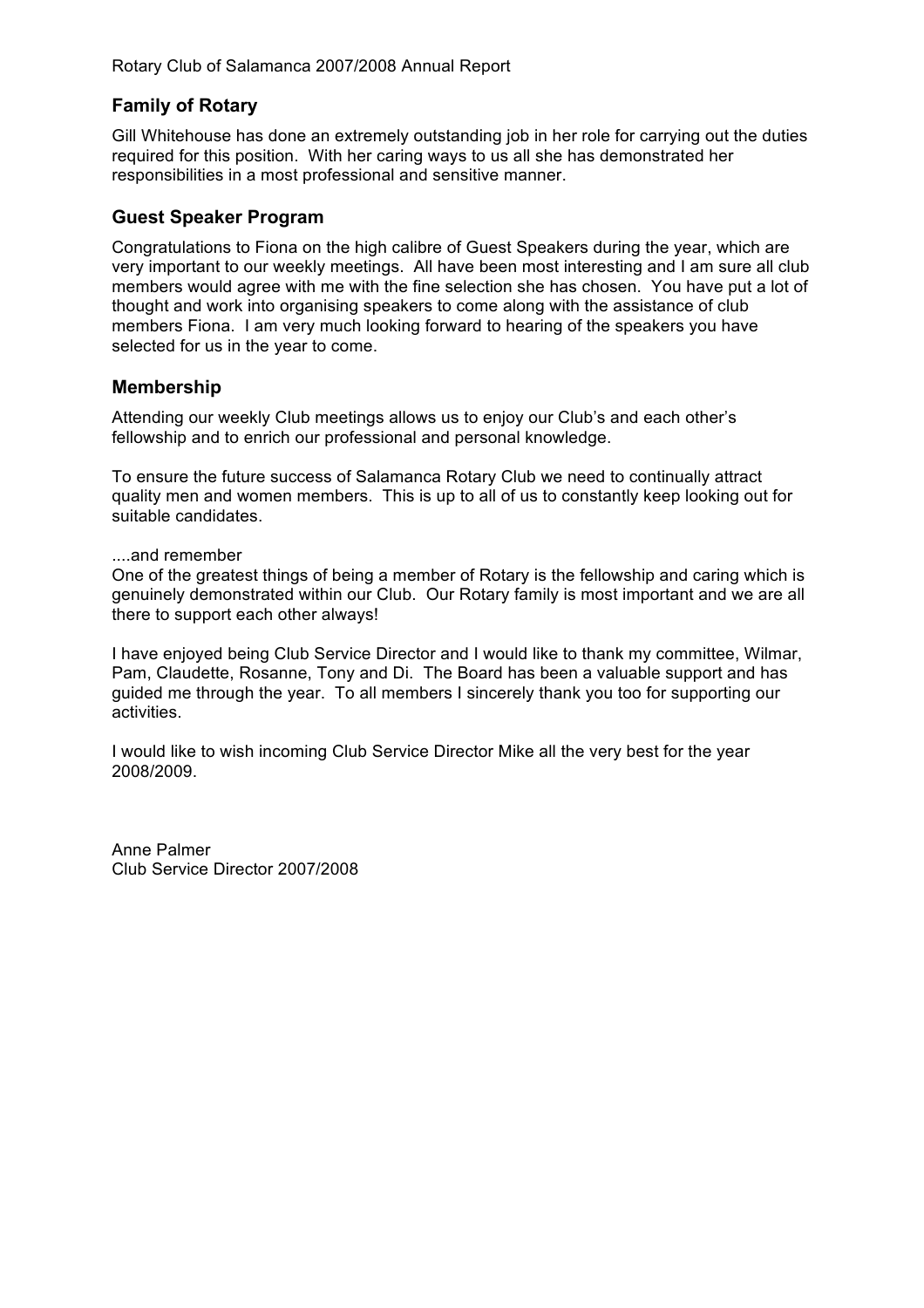## Family of Rotary

Gill Whitehouse has done an extremely outstanding job in her role for carrying out the duties required for this position. With her caring ways to us all she has demonstrated her responsibilities in a most professional and sensitive manner.

## Guest Speaker Program

Congratulations to Fiona on the high calibre of Guest Speakers during the year, which are very important to our weekly meetings. All have been most interesting and I am sure all club members would agree with me with the fine selection she has chosen. You have put a lot of thought and work into organising speakers to come along with the assistance of club members Fiona. I am very much looking forward to hearing of the speakers you have selected for us in the year to come.

## Membership

Attending our weekly Club meetings allows us to enjoy our Club's and each other's fellowship and to enrich our professional and personal knowledge.

To ensure the future success of Salamanca Rotary Club we need to continually attract quality men and women members. This is up to all of us to constantly keep looking out for suitable candidates.

....and remember
One of the greatest things of being a member of Rotary is the fellowship and caring which is genuinely demonstrated within our Club. Our Rotary family is most important and we are all there to support each other always!

I have enjoyed being Club Service Director and I would like to thank my committee, Wilmar, Pam, Claudette, Rosanne, Tony and Di. The Board has been a valuable support and has guided me through the year. To all members I sincerely thank you too for supporting our activities.

I would like to wish incoming Club Service Director Mike all the very best for the year 2008/2009.

Anne Palmer
Club Service Director 2007/2008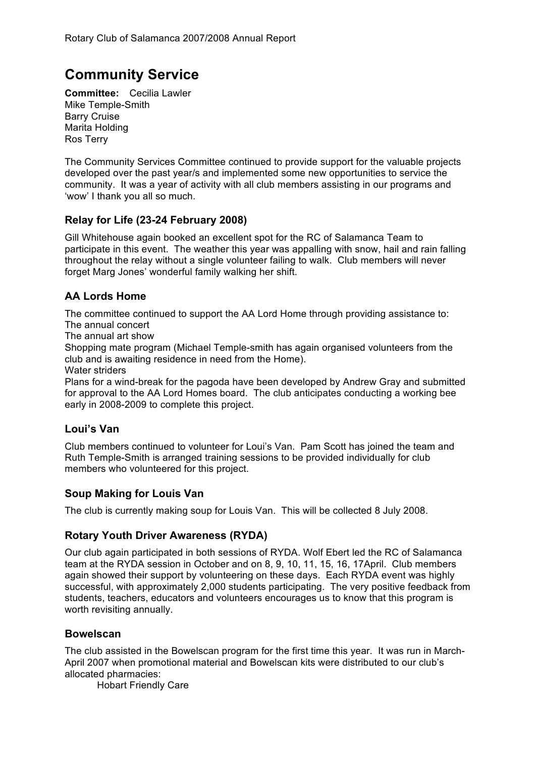# Community Service

**Committee:** Cecilia Lawler
Mike Temple-Smith
Barry Cruise
Marita Holding
Ros Terry

The Community Services Committee continued to provide support for the valuable projects developed over the past year/s and implemented some new opportunities to service the community. It was a year of activity with all club members assisting in our programs and 'wow' I thank you all so much.

### Relay for Life (23-24 February 2008)

Gill Whitehouse again booked an excellent spot for the RC of Salamanca Team to participate in this event. The weather this year was appalling with snow, hail and rain falling throughout the relay without a single volunteer failing to walk. Club members will never forget Marg Jones' wonderful family walking her shift.

### AA Lords Home

The committee continued to support the AA Lord Home through providing assistance to:
The annual concert
The annual art show
Shopping mate program (Michael Temple-smith has again organised volunteers from the club and is awaiting residence in need from the Home).
Water striders
Plans for a wind-break for the pagoda have been developed by Andrew Gray and submitted for approval to the AA Lord Homes board. The club anticipates conducting a working bee early in 2008-2009 to complete this project.

### Loui's Van

Club members continued to volunteer for Loui's Van. Pam Scott has joined the team and Ruth Temple-Smith is arranged training sessions to be provided individually for club members who volunteered for this project.

### Soup Making for Louis Van

The club is currently making soup for Louis Van. This will be collected 8 July 2008.

### Rotary Youth Driver Awareness (RYDA)

Our club again participated in both sessions of RYDA. Wolf Ebert led the RC of Salamanca team at the RYDA session in October and on 8, 9, 10, 11, 15, 16, 17April. Club members again showed their support by volunteering on these days. Each RYDA event was highly successful, with approximately 2,000 students participating. The very positive feedback from students, teachers, educators and volunteers encourages us to know that this program is worth revisiting annually.

### Bowelscan

The club assisted in the Bowelscan program for the first time this year. It was run in March-April 2007 when promotional material and Bowelscan kits were distributed to our club's allocated pharmacies:

Hobart Friendly Care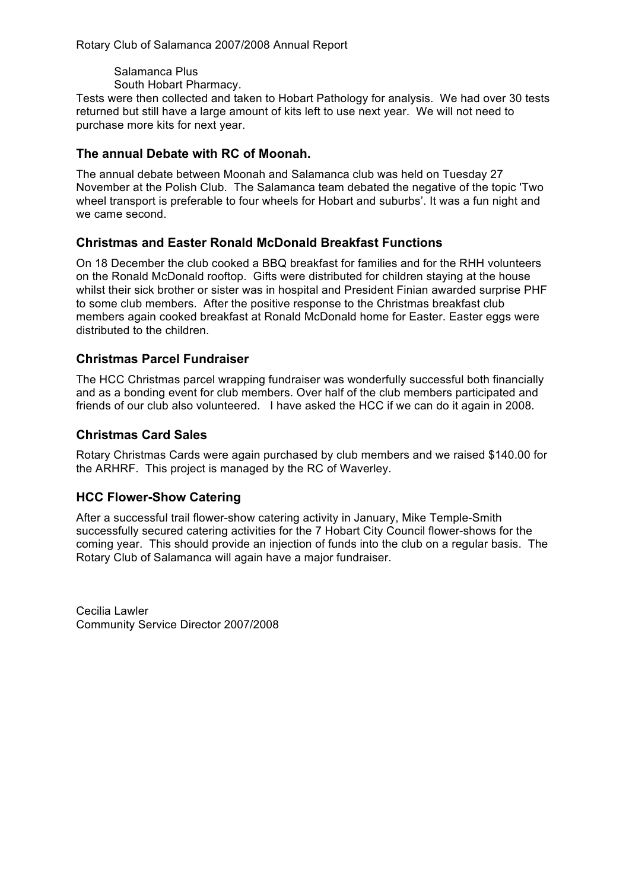Salamanca Plus
South Hobart Pharmacy.

Tests were then collected and taken to Hobart Pathology for analysis. We had over 30 tests returned but still have a large amount of kits left to use next year. We will not need to purchase more kits for next year.

### The annual Debate with RC of Moonah.

The annual debate between Moonah and Salamanca club was held on Tuesday 27 November at the Polish Club. The Salamanca team debated the negative of the topic 'Two wheel transport is preferable to four wheels for Hobart and suburbs'. It was a fun night and we came second.

### Christmas and Easter Ronald McDonald Breakfast Functions

On 18 December the club cooked a BBQ breakfast for families and for the RHH volunteers on the Ronald McDonald rooftop. Gifts were distributed for children staying at the house whilst their sick brother or sister was in hospital and President Finian awarded surprise PHF to some club members. After the positive response to the Christmas breakfast club members again cooked breakfast at Ronald McDonald home for Easter. Easter eggs were distributed to the children.

### Christmas Parcel Fundraiser

The HCC Christmas parcel wrapping fundraiser was wonderfully successful both financially and as a bonding event for club members. Over half of the club members participated and friends of our club also volunteered. I have asked the HCC if we can do it again in 2008.

### Christmas Card Sales

Rotary Christmas Cards were again purchased by club members and we raised $140.00 for the ARHRF. This project is managed by the RC of Waverley.

### HCC Flower-Show Catering

After a successful trail flower-show catering activity in January, Mike Temple-Smith successfully secured catering activities for the 7 Hobart City Council flower-shows for the coming year. This should provide an injection of funds into the club on a regular basis. The Rotary Club of Salamanca will again have a major fundraiser.

Cecilia Lawler
Community Service Director 2007/2008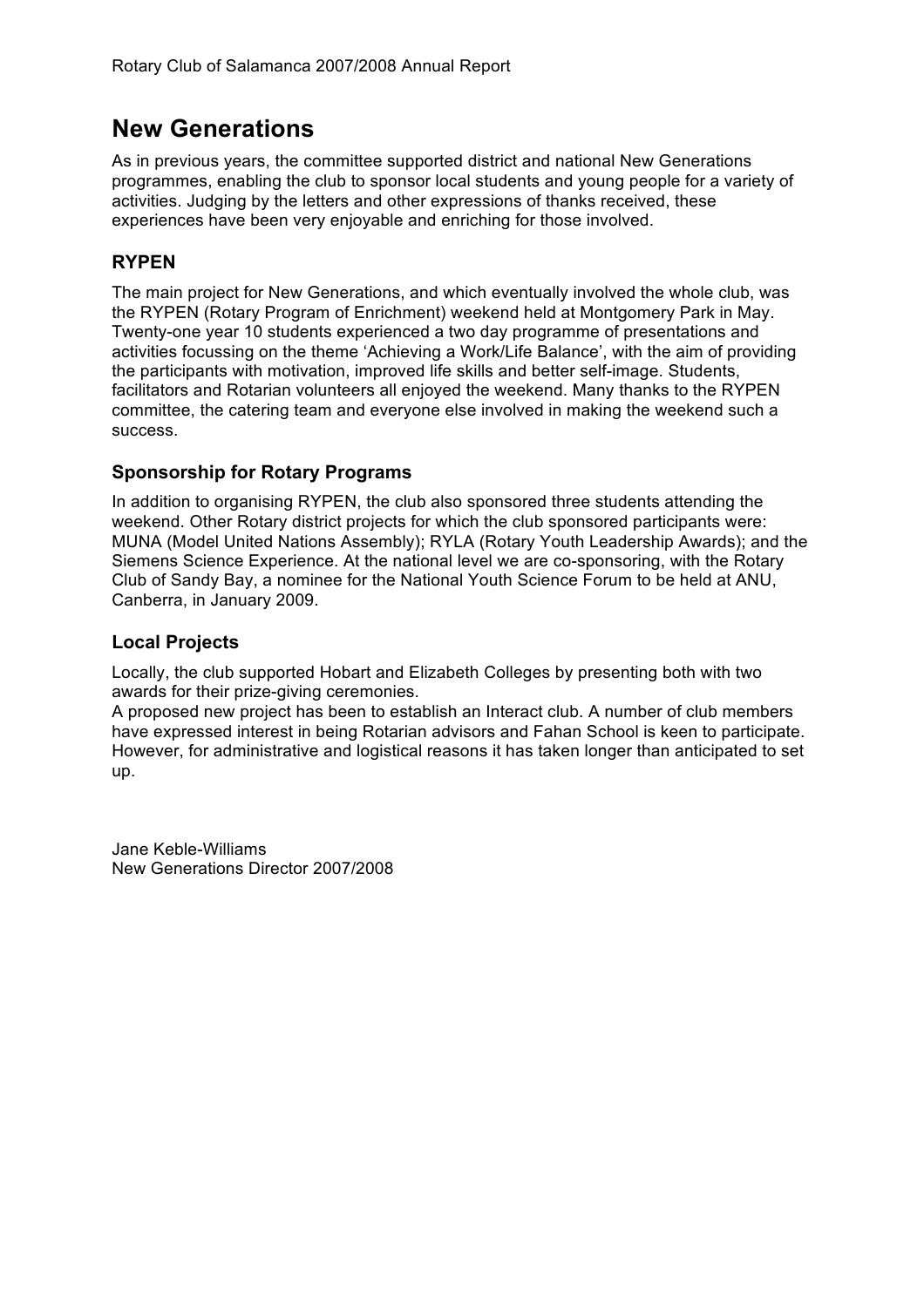## New Generations

As in previous years, the committee supported district and national New Generations programmes, enabling the club to sponsor local students and young people for a variety of activities. Judging by the letters and other expressions of thanks received, these experiences have been very enjoyable and enriching for those involved.

### RYPEN

The main project for New Generations, and which eventually involved the whole club, was the RYPEN (Rotary Program of Enrichment) weekend held at Montgomery Park in May. Twenty-one year 10 students experienced a two day programme of presentations and activities focussing on the theme 'Achieving a Work/Life Balance', with the aim of providing the participants with motivation, improved life skills and better self-image. Students, facilitators and Rotarian volunteers all enjoyed the weekend. Many thanks to the RYPEN committee, the catering team and everyone else involved in making the weekend such a success.

### Sponsorship for Rotary Programs

In addition to organising RYPEN, the club also sponsored three students attending the weekend. Other Rotary district projects for which the club sponsored participants were: MUNA (Model United Nations Assembly); RYLA (Rotary Youth Leadership Awards); and the Siemens Science Experience. At the national level we are co-sponsoring, with the Rotary Club of Sandy Bay, a nominee for the National Youth Science Forum to be held at ANU, Canberra, in January 2009.

### Local Projects

Locally, the club supported Hobart and Elizabeth Colleges by presenting both with two awards for their prize-giving ceremonies.

A proposed new project has been to establish an Interact club. A number of club members have expressed interest in being Rotarian advisors and Fahan School is keen to participate. However, for administrative and logistical reasons it has taken longer than anticipated to set up.

Jane Keble-Williams
New Generations Director 2007/2008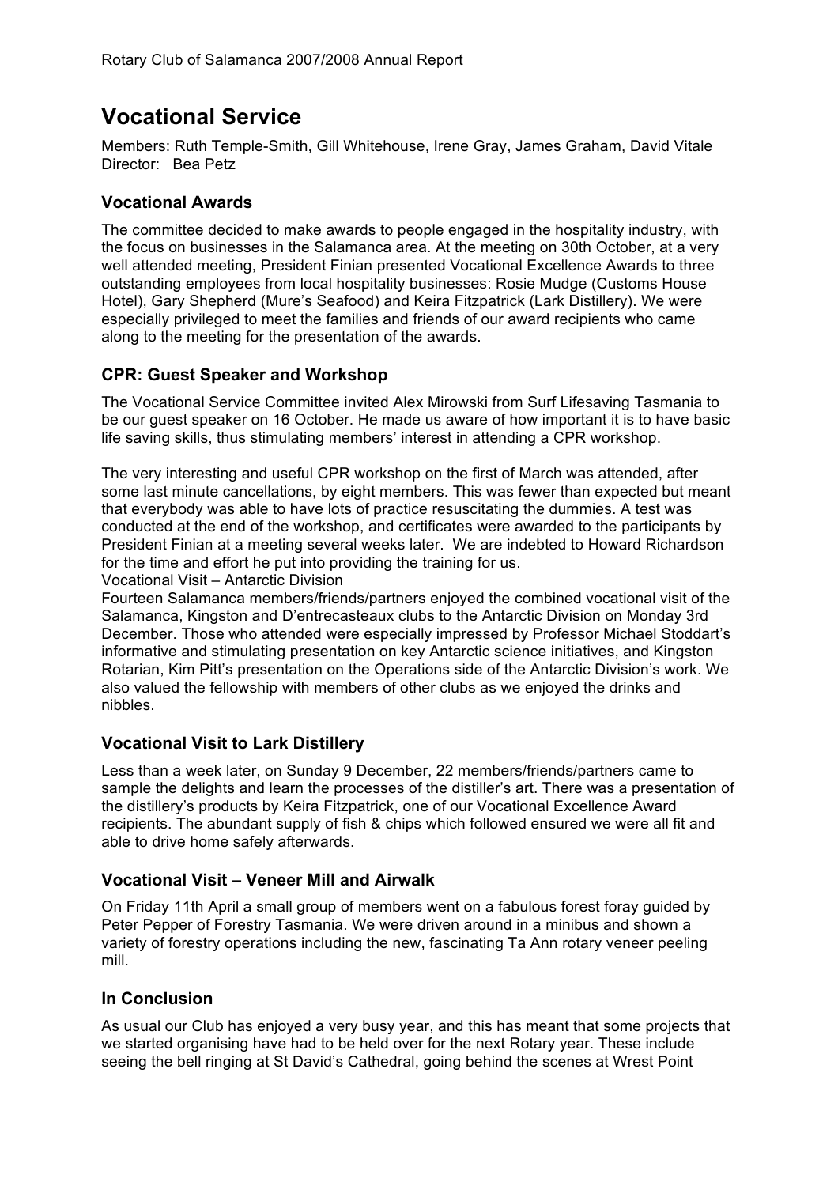## Vocational Service

Members: Ruth Temple-Smith, Gill Whitehouse, Irene Gray, James Graham, David Vitale
Director: Bea Petz

### Vocational Awards

The committee decided to make awards to people engaged in the hospitality industry, with the focus on businesses in the Salamanca area. At the meeting on 30th October, at a very well attended meeting, President Finian presented Vocational Excellence Awards to three outstanding employees from local hospitality businesses: Rosie Mudge (Customs House Hotel), Gary Shepherd (Mure's Seafood) and Keira Fitzpatrick (Lark Distillery). We were especially privileged to meet the families and friends of our award recipients who came along to the meeting for the presentation of the awards.

### CPR: Guest Speaker and Workshop

The Vocational Service Committee invited Alex Mirowski from Surf Lifesaving Tasmania to be our guest speaker on 16 October. He made us aware of how important it is to have basic life saving skills, thus stimulating members' interest in attending a CPR workshop.

The very interesting and useful CPR workshop on the first of March was attended, after some last minute cancellations, by eight members. This was fewer than expected but meant that everybody was able to have lots of practice resuscitating the dummies. A test was conducted at the end of the workshop, and certificates were awarded to the participants by President Finian at a meeting several weeks later. We are indebted to Howard Richardson for the time and effort he put into providing the training for us.

Vocational Visit – Antarctic Division

Fourteen Salamanca members/friends/partners enjoyed the combined vocational visit of the Salamanca, Kingston and D'entrecasteaux clubs to the Antarctic Division on Monday 3rd December. Those who attended were especially impressed by Professor Michael Stoddart's informative and stimulating presentation on key Antarctic science initiatives, and Kingston Rotarian, Kim Pitt's presentation on the Operations side of the Antarctic Division's work. We also valued the fellowship with members of other clubs as we enjoyed the drinks and nibbles.

### Vocational Visit to Lark Distillery

Less than a week later, on Sunday 9 December, 22 members/friends/partners came to sample the delights and learn the processes of the distiller's art. There was a presentation of the distillery's products by Keira Fitzpatrick, one of our Vocational Excellence Award recipients. The abundant supply of fish & chips which followed ensured we were all fit and able to drive home safely afterwards.

### Vocational Visit – Veneer Mill and Airwalk

On Friday 11th April a small group of members went on a fabulous forest foray guided by Peter Pepper of Forestry Tasmania. We were driven around in a minibus and shown a variety of forestry operations including the new, fascinating Ta Ann rotary veneer peeling mill.

### In Conclusion

As usual our Club has enjoyed a very busy year, and this has meant that some projects that we started organising have had to be held over for the next Rotary year. These include seeing the bell ringing at St David's Cathedral, going behind the scenes at Wrest Point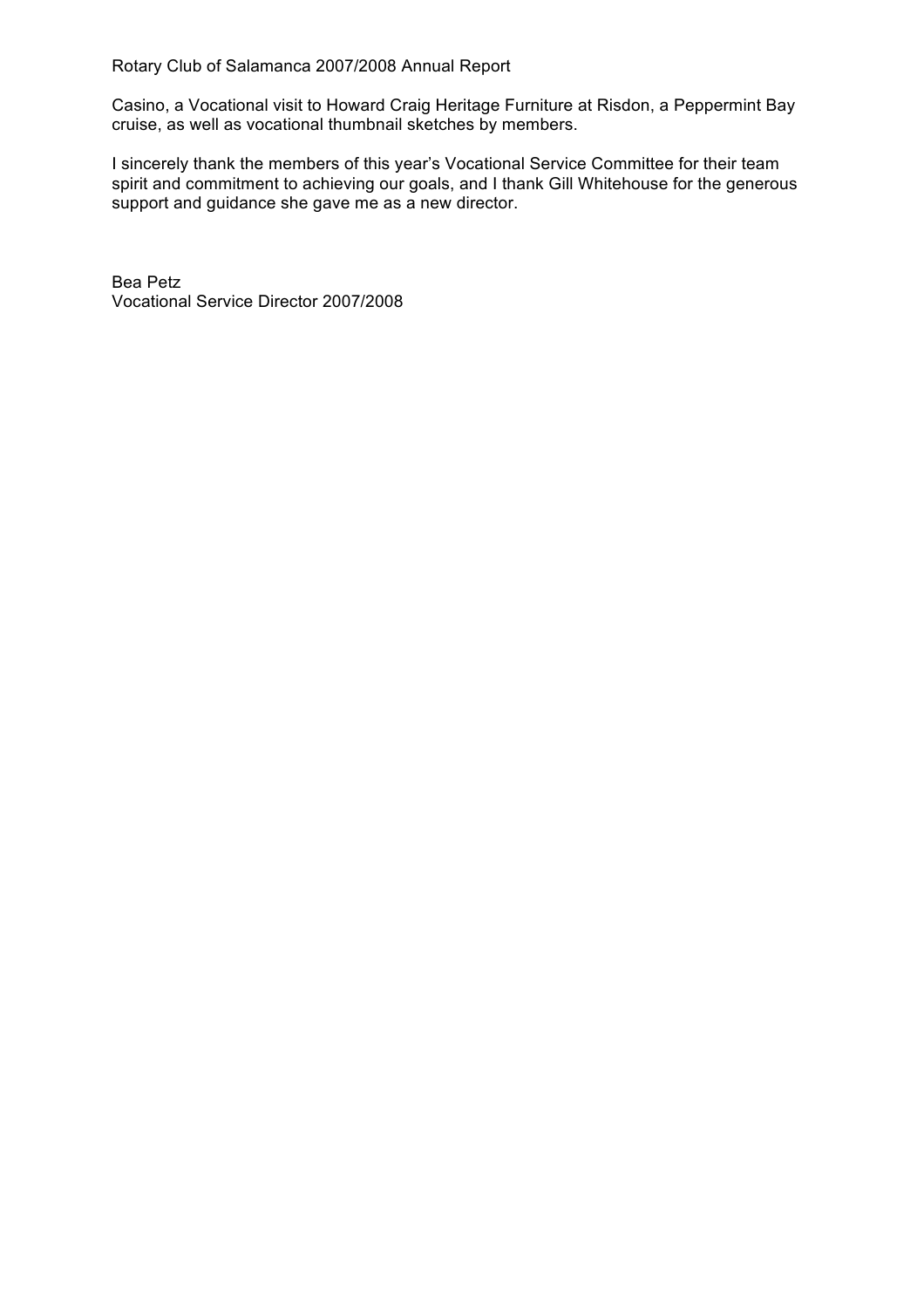Casino, a Vocational visit to Howard Craig Heritage Furniture at Risdon, a Peppermint Bay cruise, as well as vocational thumbnail sketches by members.

I sincerely thank the members of this year's Vocational Service Committee for their team spirit and commitment to achieving our goals, and I thank Gill Whitehouse for the generous support and guidance she gave me as a new director.

Bea Petz
Vocational Service Director 2007/2008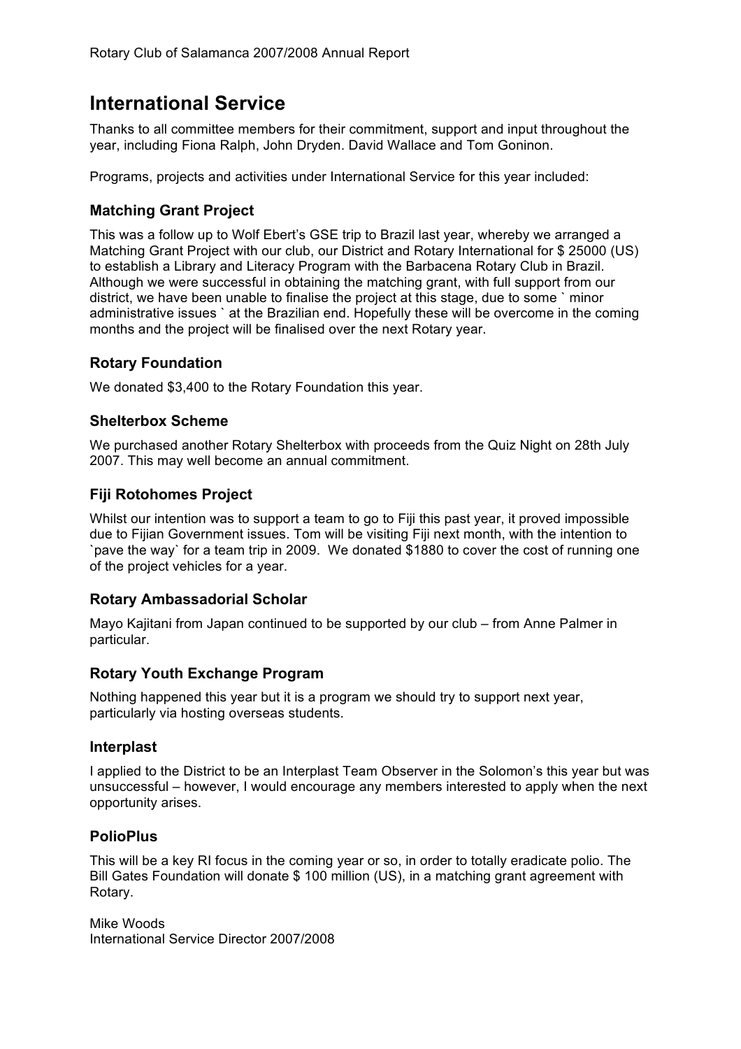# International Service

Thanks to all committee members for their commitment, support and input throughout the year, including Fiona Ralph, John Dryden. David Wallace and Tom Goninon.

Programs, projects and activities under International Service for this year included:

## Matching Grant Project

This was a follow up to Wolf Ebert's GSE trip to Brazil last year, whereby we arranged a Matching Grant Project with our club, our District and Rotary International for $ 25000 (US) to establish a Library and Literacy Program with the Barbacena Rotary Club in Brazil. Although we were successful in obtaining the matching grant, with full support from our district, we have been unable to finalise the project at this stage, due to some ` minor administrative issues ` at the Brazilian end. Hopefully these will be overcome in the coming months and the project will be finalised over the next Rotary year.

## Rotary Foundation

We donated $3,400 to the Rotary Foundation this year.

## Shelterbox Scheme

We purchased another Rotary Shelterbox with proceeds from the Quiz Night on 28th July 2007. This may well become an annual commitment.

## Fiji Rotohomes Project

Whilst our intention was to support a team to go to Fiji this past year, it proved impossible due to Fijian Government issues. Tom will be visiting Fiji next month, with the intention to `pave the way` for a team trip in 2009. We donated $1880 to cover the cost of running one of the project vehicles for a year.

## Rotary Ambassadorial Scholar

Mayo Kajitani from Japan continued to be supported by our club – from Anne Palmer in particular.

## Rotary Youth Exchange Program

Nothing happened this year but it is a program we should try to support next year, particularly via hosting overseas students.

## Interplast

I applied to the District to be an Interplast Team Observer in the Solomon's this year but was unsuccessful – however, I would encourage any members interested to apply when the next opportunity arises.

## PolioPlus

This will be a key RI focus in the coming year or so, in order to totally eradicate polio. The Bill Gates Foundation will donate $ 100 million (US), in a matching grant agreement with Rotary.

Mike Woods
International Service Director 2007/2008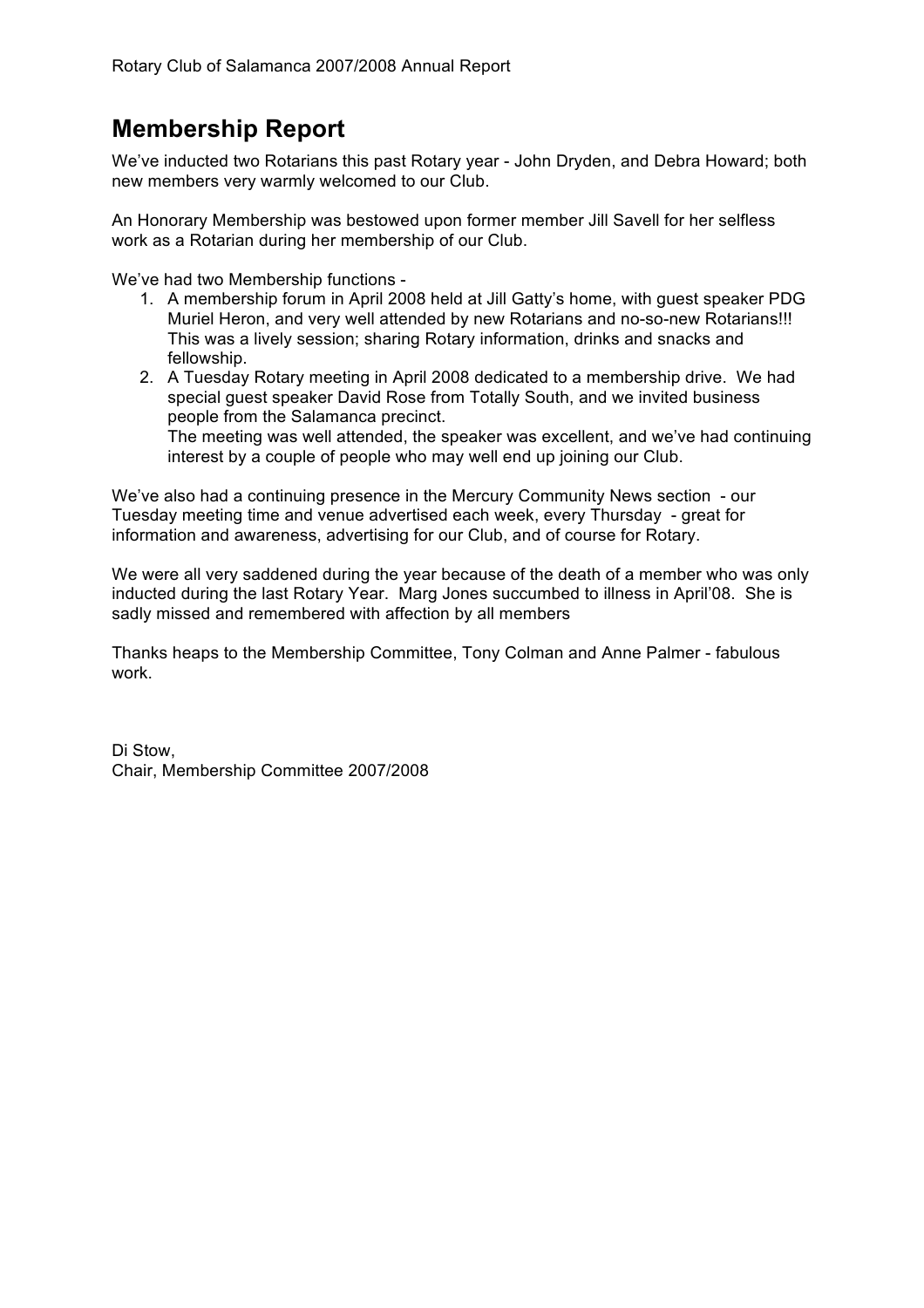## Membership Report

We've inducted two Rotarians this past Rotary year - John Dryden, and Debra Howard; both new members very warmly welcomed to our Club.

An Honorary Membership was bestowed upon former member Jill Savell for her selfless work as a Rotarian during her membership of our Club.

We've had two Membership functions -

1. A membership forum in April 2008 held at Jill Gatty's home, with guest speaker PDG Muriel Heron, and very well attended by new Rotarians and no-so-new Rotarians!!! This was a lively session; sharing Rotary information, drinks and snacks and fellowship.
2. A Tuesday Rotary meeting in April 2008 dedicated to a membership drive. We had special guest speaker David Rose from Totally South, and we invited business people from the Salamanca precinct.
   The meeting was well attended, the speaker was excellent, and we've had continuing interest by a couple of people who may well end up joining our Club.

We've also had a continuing presence in the Mercury Community News section - our Tuesday meeting time and venue advertised each week, every Thursday - great for information and awareness, advertising for our Club, and of course for Rotary.

We were all very saddened during the year because of the death of a member who was only inducted during the last Rotary Year. Marg Jones succumbed to illness in April'08. She is sadly missed and remembered with affection by all members

Thanks heaps to the Membership Committee, Tony Colman and Anne Palmer - fabulous work.

Di Stow,
Chair, Membership Committee 2007/2008